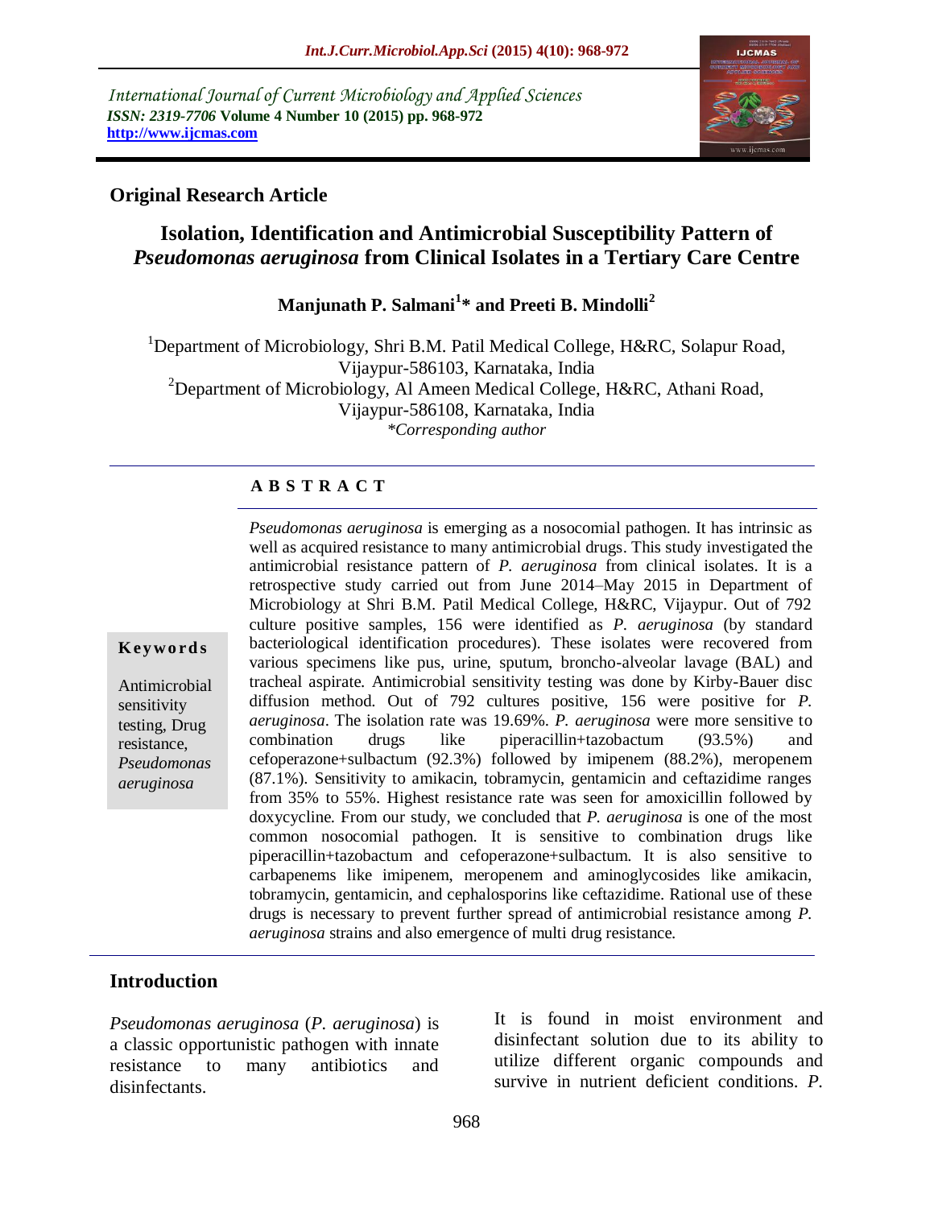International Journal of Current Microbiology and Applied Sciences
*ISSN: 2319-7706* **Volume 4 Number 10 (2015) pp. 968-972**
**http://www.ijcmas.com**

**Original Research Article**

# Isolation, Identification and Antimicrobial Susceptibility Pattern of *Pseudomonas aeruginosa* from Clinical Isolates in a Tertiary Care Centre

**Manjunath P. Salmani[1]* and Preeti B. Mindolli[2]**

[1]Department of Microbiology, Shri B.M. Patil Medical College, H&RC, Solapur Road, Vijaypur-586103, Karnataka, India
[2]Department of Microbiology, Al Ameen Medical College, H&RC, Athani Road, Vijaypur-586108, Karnataka, India
*Corresponding author

**A B S T R A C T**

*Pseudomonas aeruginosa* is emerging as a nosocomial pathogen. It has intrinsic as well as acquired resistance to many antimicrobial drugs. This study investigated the antimicrobial resistance pattern of *P. aeruginosa* from clinical isolates. It is a retrospective study carried out from June 2014–May 2015 in Department of Microbiology at Shri B.M. Patil Medical College, H&RC, Vijaypur. Out of 792 culture positive samples, 156 were identified as *P. aeruginosa* (by standard bacteriological identification procedures). These isolates were recovered from various specimens like pus, urine, sputum, broncho-alveolar lavage (BAL) and tracheal aspirate. Antimicrobial sensitivity testing was done by Kirby-Bauer disc diffusion method. Out of 792 cultures positive, 156 were positive for *P. aeruginosa*. The isolation rate was 19.69%. *P. aeruginosa* were more sensitive to combination drugs like piperacillin+tazobactum (93.5%) and cefoperazone+sulbactum (92.3%) followed by imipenem (88.2%), meropenem (87.1%). Sensitivity to amikacin, tobramycin, gentamicin and ceftazidime ranges from 35% to 55%. Highest resistance rate was seen for amoxicillin followed by doxycycline. From our study, we concluded that *P. aeruginosa* is one of the most common nosocomial pathogen. It is sensitive to combination drugs like piperacillin+tazobactum and cefoperazone+sulbactum. It is also sensitive to carbapenems like imipenem, meropenem and aminoglycosides like amikacin, tobramycin, gentamicin, and cephalosporins like ceftazidime. Rational use of these drugs is necessary to prevent further spread of antimicrobial resistance among *P. aeruginosa* strains and also emergence of multi drug resistance.

**Keywords**

Antimicrobial sensitivity testing, Drug resistance, *Pseudomonas aeruginosa*

## Introduction

*Pseudomonas aeruginosa* (*P. aeruginosa*) is a classic opportunistic pathogen with innate resistance to many antibiotics and disinfectants.

It is found in moist environment and disinfectant solution due to its ability to utilize different organic compounds and survive in nutrient deficient conditions. *P.*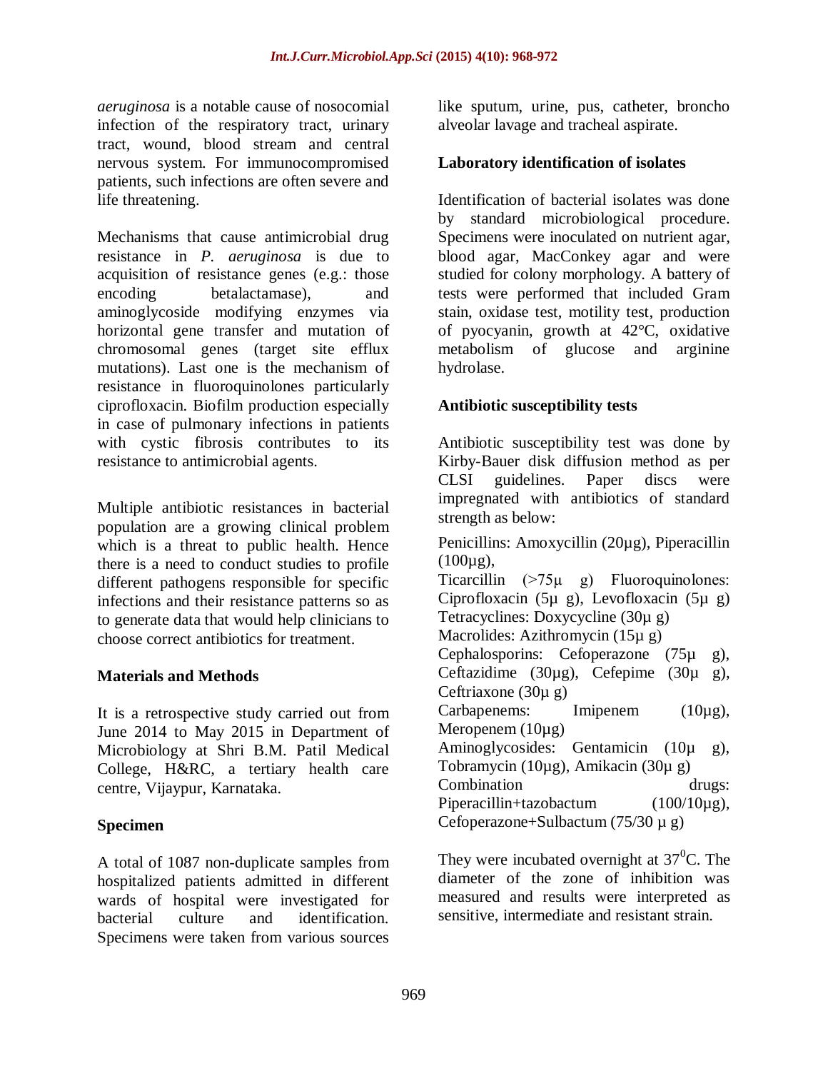*aeruginosa* is a notable cause of nosocomial infection of the respiratory tract, urinary tract, wound, blood stream and central nervous system. For immunocompromised patients, such infections are often severe and life threatening.

Mechanisms that cause antimicrobial drug resistance in *P. aeruginosa* is due to acquisition of resistance genes (e.g.: those encoding betalactamase), and aminoglycoside modifying enzymes via horizontal gene transfer and mutation of chromosomal genes (target site efflux mutations). Last one is the mechanism of resistance in fluoroquinolones particularly ciprofloxacin. Biofilm production especially in case of pulmonary infections in patients with cystic fibrosis contributes to its resistance to antimicrobial agents.

Multiple antibiotic resistances in bacterial population are a growing clinical problem which is a threat to public health. Hence there is a need to conduct studies to profile different pathogens responsible for specific infections and their resistance patterns so as to generate data that would help clinicians to choose correct antibiotics for treatment.

## Materials and Methods

It is a retrospective study carried out from June 2014 to May 2015 in Department of Microbiology at Shri B.M. Patil Medical College, H&RC, a tertiary health care centre, Vijaypur, Karnataka.

### Specimen

A total of 1087 non-duplicate samples from hospitalized patients admitted in different wards of hospital were investigated for bacterial culture and identification. Specimens were taken from various sources like sputum, urine, pus, catheter, broncho alveolar lavage and tracheal aspirate.

### Laboratory identification of isolates

Identification of bacterial isolates was done by standard microbiological procedure. Specimens were inoculated on nutrient agar, blood agar, MacConkey agar and were studied for colony morphology. A battery of tests were performed that included Gram stain, oxidase test, motility test, production of pyocyanin, growth at 42°C, oxidative metabolism of glucose and arginine hydrolase.

### Antibiotic susceptibility tests

Antibiotic susceptibility test was done by Kirby-Bauer disk diffusion method as per CLSI guidelines. Paper discs were impregnated with antibiotics of standard strength as below:

Penicillins: Amoxycillin (20µg), Piperacillin (100µg),
Ticarcillin (>75µ g) Fluoroquinolones: Ciprofloxacin (5µ g), Levofloxacin (5µ g)
Tetracyclines: Doxycycline (30µ g)
Macrolides: Azithromycin (15µ g)
Cephalosporins: Cefoperazone (75µ g), Ceftazidime (30µg), Cefepime (30µ g), Ceftriaxone (30µ g)
Carbapenems: Imipenem (10µg), Meropenem (10µg)
Aminoglycosides: Gentamicin (10µ g), Tobramycin (10µg), Amikacin (30µ g)
Combination drugs: Piperacillin+tazobactum (100/10µg), Cefoperazone+Sulbactum (75/30 µ g)

They were incubated overnight at $37^0$C. The diameter of the zone of inhibition was measured and results were interpreted as sensitive, intermediate and resistant strain.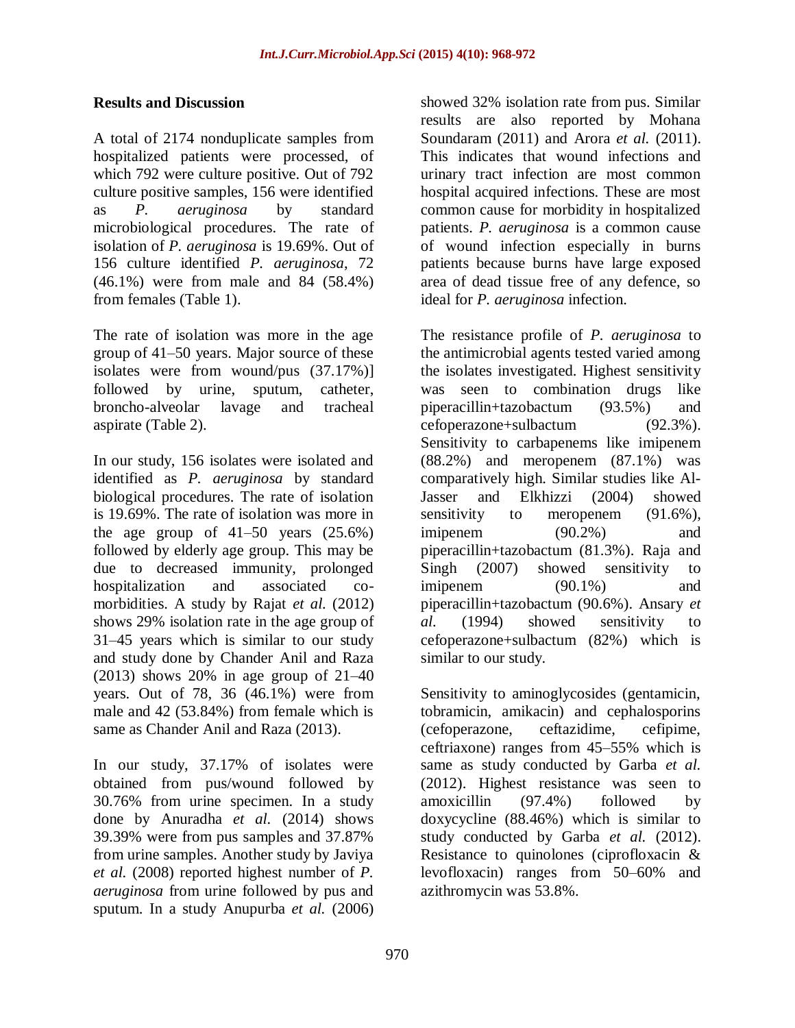## Results and Discussion

A total of 2174 nonduplicate samples from hospitalized patients were processed, of which 792 were culture positive. Out of 792 culture positive samples, 156 were identified as *P. aeruginosa* by standard microbiological procedures. The rate of isolation of *P. aeruginosa* is 19.69%. Out of 156 culture identified *P. aeruginosa*, 72 (46.1%) were from male and 84 (58.4%) from females (Table 1).

The rate of isolation was more in the age group of 41–50 years. Major source of these isolates were from wound/pus (37.17%)] followed by urine, sputum, catheter, broncho-alveolar lavage and tracheal aspirate (Table 2).

In our study, 156 isolates were isolated and identified as *P. aeruginosa* by standard biological procedures. The rate of isolation is 19.69%. The rate of isolation was more in the age group of 41–50 years (25.6%) followed by elderly age group. This may be due to decreased immunity, prolonged hospitalization and associated co-morbidities. A study by Rajat *et al.* (2012) shows 29% isolation rate in the age group of 31–45 years which is similar to our study and study done by Chander Anil and Raza (2013) shows 20% in age group of 21–40 years. Out of 78, 36 (46.1%) were from male and 42 (53.84%) from female which is same as Chander Anil and Raza (2013).

In our study, 37.17% of isolates were obtained from pus/wound followed by 30.76% from urine specimen. In a study done by Anuradha *et al.* (2014) shows 39.39% were from pus samples and 37.87% from urine samples. Another study by Javiya *et al.* (2008) reported highest number of *P. aeruginosa* from urine followed by pus and sputum. In a study Anupurba *et al.* (2006) showed 32% isolation rate from pus. Similar results are also reported by Mohana Soundaram (2011) and Arora *et al.* (2011). This indicates that wound infections and urinary tract infection are most common hospital acquired infections. These are most common cause for morbidity in hospitalized patients. *P. aeruginosa* is a common cause of wound infection especially in burns patients because burns have large exposed area of dead tissue free of any defence, so ideal for *P. aeruginosa* infection.

The resistance profile of *P. aeruginosa* to the antimicrobial agents tested varied among the isolates investigated. Highest sensitivity was seen to combination drugs like piperacillin+tazobactum (93.5%) and cefoperazone+sulbactum (92.3%). Sensitivity to carbapenems like imipenem (88.2%) and meropenem (87.1%) was comparatively high. Similar studies like Al-Jasser and Elkhizzi (2004) showed sensitivity to meropenem (91.6%), imipenem (90.2%) and piperacillin+tazobactum (81.3%). Raja and Singh (2007) showed sensitivity to imipenem (90.1%) and piperacillin+tazobactum (90.6%). Ansary *et al.* (1994) showed sensitivity to cefoperazone+sulbactum (82%) which is similar to our study.

Sensitivity to aminoglycosides (gentamicin, tobramicin, amikacin) and cephalosporins (cefoperazone, ceftazidime, cefipime, ceftriaxone) ranges from 45–55% which is same as study conducted by Garba *et al.* (2012). Highest resistance was seen to amoxicillin (97.4%) followed by doxycycline (88.46%) which is similar to study conducted by Garba *et al.* (2012). Resistance to quinolones (ciprofloxacin & levofloxacin) ranges from 50–60% and azithromycin was 53.8%.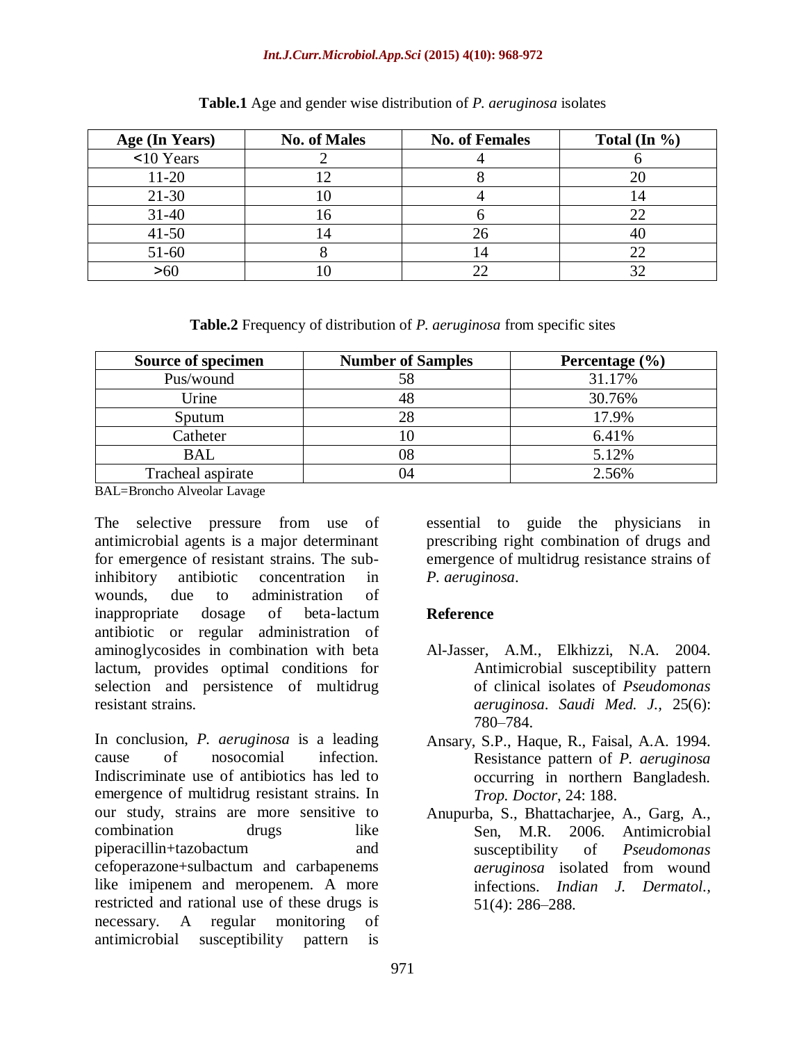**Table.1** Age and gender wise distribution of *P. aeruginosa* isolates

| Age (In Years) | No. of Males | No. of Females | Total (In %) |
|---|---|---|---|
| <10 Years | 2 | 4 | 6 |
| 11-20 | 12 | 8 | 20 |
| 21-30 | 10 | 4 | 14 |
| 31-40 | 16 | 6 | 22 |
| 41-50 | 14 | 26 | 40 |
| 51-60 | 8 | 14 | 22 |
| >60 | 10 | 22 | 32 |

**Table.2** Frequency of distribution of *P. aeruginosa* from specific sites

| Source of specimen | Number of Samples | Percentage (%) |
|---|---|---|
| Pus/wound | 58 | 31.17% |
| Urine | 48 | 30.76% |
| Sputum | 28 | 17.9% |
| Catheter | 10 | 6.41% |
| BAL | 08 | 5.12% |
| Tracheal aspirate | 04 | 2.56% |

BAL=Broncho Alveolar Lavage

The selective pressure from use of antimicrobial agents is a major determinant for emergence of resistant strains. The sub-inhibitory antibiotic concentration in wounds, due to administration of inappropriate dosage of beta-lactum antibiotic or regular administration of aminoglycosides in combination with beta lactum, provides optimal conditions for selection and persistence of multidrug resistant strains.

In conclusion, *P. aeruginosa* is a leading cause of nosocomial infection. Indiscriminate use of antibiotics has led to emergence of multidrug resistant strains. In our study, strains are more sensitive to combination drugs like piperacillin+tazobactum and cefoperazone+sulbactum and carbapenems like imipenem and meropenem. A more restricted and rational use of these drugs is necessary. A regular monitoring of antimicrobial susceptibility pattern is essential to guide the physicians in prescribing right combination of drugs and emergence of multidrug resistance strains of *P. aeruginosa*.

## Reference

- Al-Jasser, A.M., Elkhizzi, N.A. 2004. Antimicrobial susceptibility pattern of clinical isolates of *Pseudomonas aeruginosa*. *Saudi Med. J.,* 25(6): 780–784.
- Ansary, S.P., Haque, R., Faisal, A.A. 1994. Resistance pattern of *P. aeruginosa* occurring in northern Bangladesh. *Trop. Doctor*, 24: 188.
- Anupurba, S., Bhattacharjee, A., Garg, A., Sen, M.R. 2006. Antimicrobial susceptibility of *Pseudomonas aeruginosa* isolated from wound infections. *Indian J. Dermatol.,* 51(4): 286–288.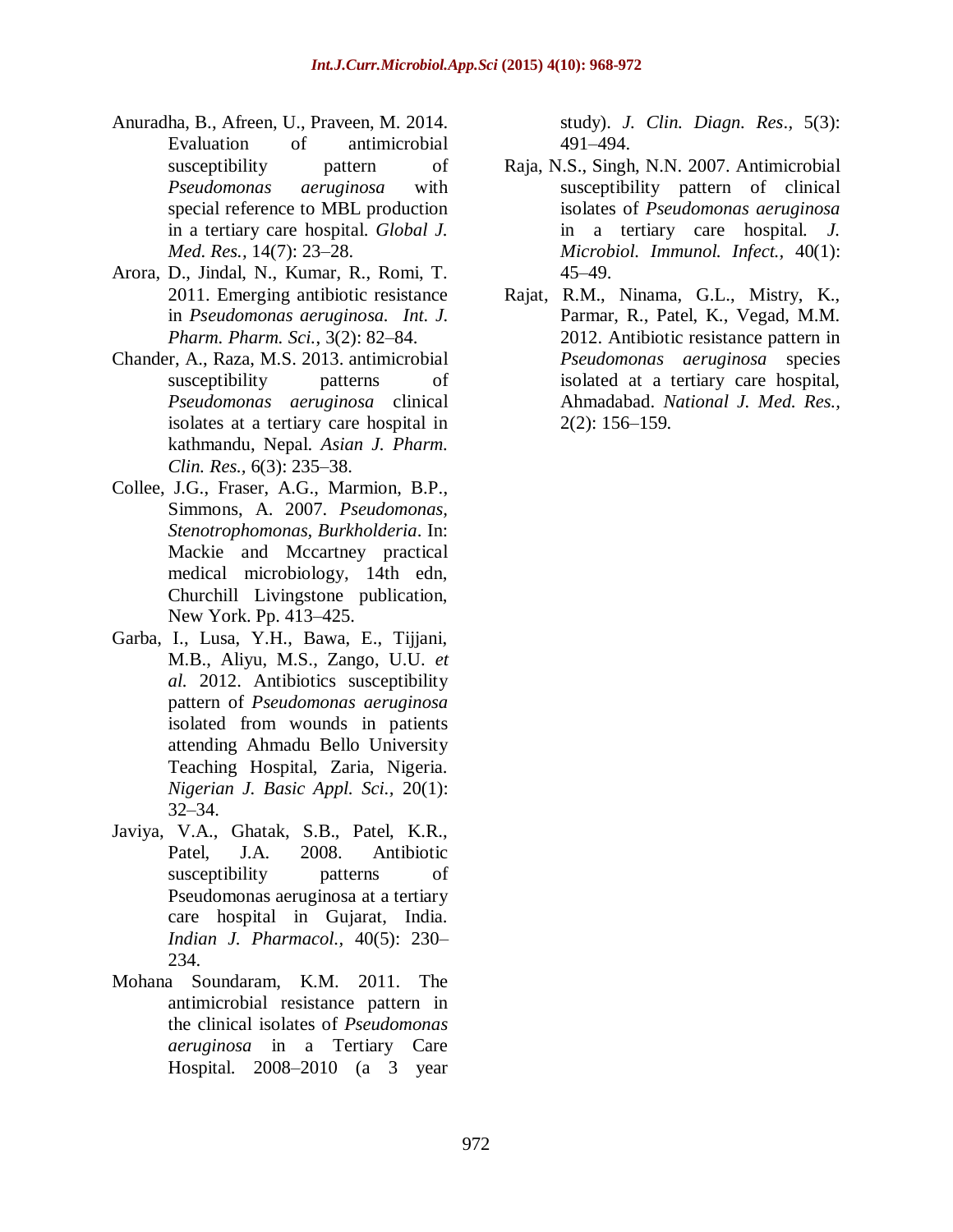Anuradha, B., Afreen, U., Praveen, M. 2014. Evaluation of antimicrobial susceptibility pattern of *Pseudomonas aeruginosa* with special reference to MBL production in a tertiary care hospital. *Global J. Med. Res.,* 14(7): 23–28.

Arora, D., Jindal, N., Kumar, R., Romi, T. 2011. Emerging antibiotic resistance in *Pseudomonas aeruginosa. Int. J. Pharm. Pharm. Sci.,* 3(2): 82–84.

Chander, A., Raza, M.S. 2013. antimicrobial susceptibility patterns of *Pseudomonas aeruginosa* clinical isolates at a tertiary care hospital in kathmandu, Nepal. *Asian J. Pharm. Clin. Res.,* 6(3): 235–38.

Collee, J.G., Fraser, A.G., Marmion, B.P., Simmons, A. 2007. *Pseudomonas, Stenotrophomonas, Burkholderia*. In: Mackie and Mccartney practical medical microbiology, 14th edn, Churchill Livingstone publication, New York. Pp. 413–425.

Garba, I., Lusa, Y.H., Bawa, E., Tijjani, M.B., Aliyu, M.S., Zango, U.U. *et al.* 2012. Antibiotics susceptibility pattern of *Pseudomonas aeruginosa* isolated from wounds in patients attending Ahmadu Bello University Teaching Hospital, Zaria, Nigeria. *Nigerian J. Basic Appl. Sci.,* 20(1): 32–34.

Javiya, V.A., Ghatak, S.B., Patel, K.R., Patel, J.A. 2008. Antibiotic susceptibility patterns of Pseudomonas aeruginosa at a tertiary care hospital in Gujarat, India. *Indian J. Pharmacol.,* 40(5): 230–234.

Mohana Soundaram, K.M. 2011. The antimicrobial resistance pattern in the clinical isolates of *Pseudomonas aeruginosa* in a Tertiary Care Hospital. 2008–2010 (a 3 year study). *J. Clin. Diagn. Res.,* 5(3): 491–494.

Raja, N.S., Singh, N.N. 2007. Antimicrobial susceptibility pattern of clinical isolates of *Pseudomonas aeruginosa* in a tertiary care hospital. *J. Microbiol. Immunol. Infect.,* 40(1): 45–49.

Rajat, R.M., Ninama, G.L., Mistry, K., Parmar, R., Patel, K., Vegad, M.M. 2012. Antibiotic resistance pattern in *Pseudomonas aeruginosa* species isolated at a tertiary care hospital, Ahmadabad. *National J. Med. Res.,* 2(2): 156–159.